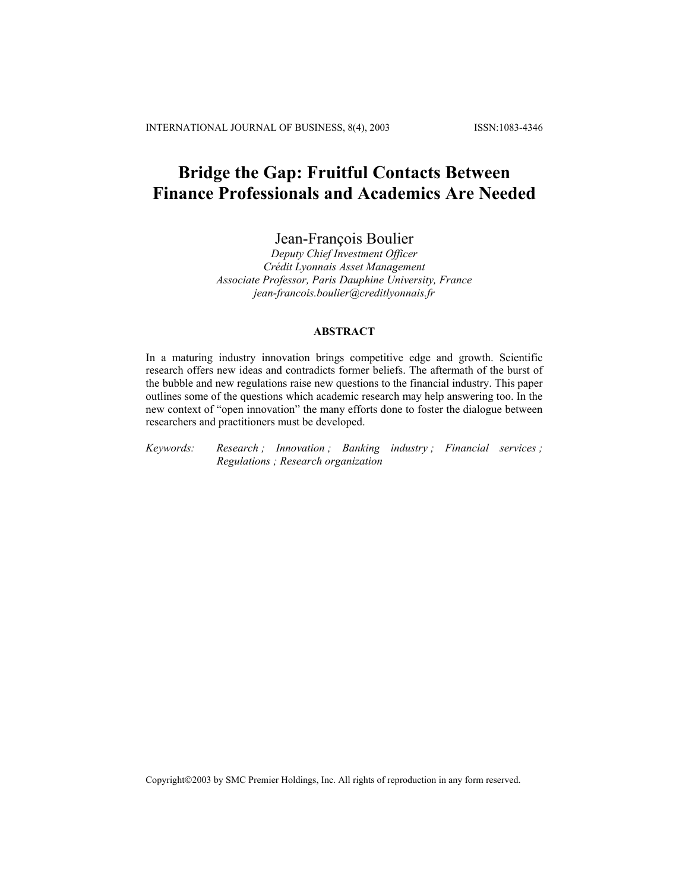# Bridge the Gap: Fruitful Contacts Between Finance Professionals and Academics Are Needed

Jean-François Boulier

*Deputy Chief Investment Officer*
*Crédit Lyonnais Asset Management*
*Associate Professor, Paris Dauphine University, France*
*jean-francois.boulier@creditlyonnais.fr*

## ABSTRACT

In a maturing industry innovation brings competitive edge and growth. Scientific research offers new ideas and contradicts former beliefs. The aftermath of the burst of the bubble and new regulations raise new questions to the financial industry. This paper outlines some of the questions which academic research may help answering too. In the new context of "open innovation" the many efforts done to foster the dialogue between researchers and practitioners must be developed.

*Keywords:* *Research ; Innovation ; Banking industry ; Financial services ; Regulations ; Research organization*

Copyright©2003 by SMC Premier Holdings, Inc. All rights of reproduction in any form reserved.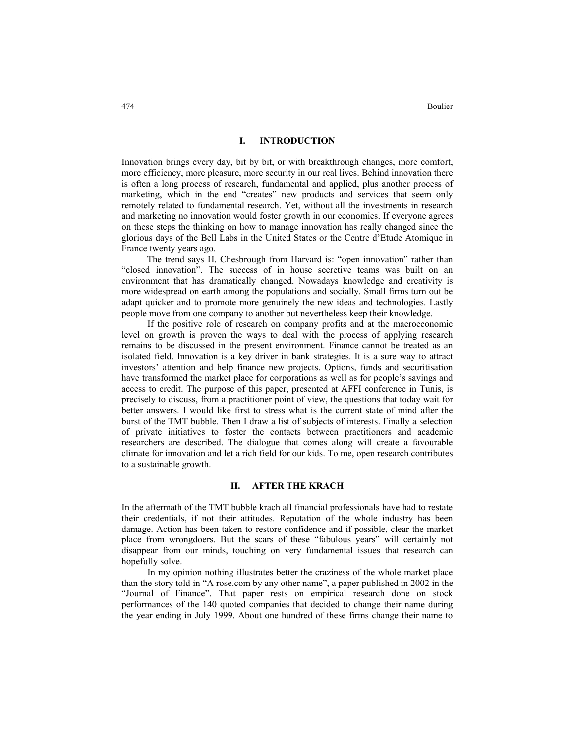## I. INTRODUCTION

Innovation brings every day, bit by bit, or with breakthrough changes, more comfort, more efficiency, more pleasure, more security in our real lives. Behind innovation there is often a long process of research, fundamental and applied, plus another process of marketing, which in the end "creates" new products and services that seem only remotely related to fundamental research. Yet, without all the investments in research and marketing no innovation would foster growth in our economies. If everyone agrees on these steps the thinking on how to manage innovation has really changed since the glorious days of the Bell Labs in the United States or the Centre d'Etude Atomique in France twenty years ago.

The trend says H. Chesbrough from Harvard is: "open innovation" rather than "closed innovation". The success of in house secretive teams was built on an environment that has dramatically changed. Nowadays knowledge and creativity is more widespread on earth among the populations and socially. Small firms turn out be adapt quicker and to promote more genuinely the new ideas and technologies. Lastly people move from one company to another but nevertheless keep their knowledge.

If the positive role of research on company profits and at the macroeconomic level on growth is proven the ways to deal with the process of applying research remains to be discussed in the present environment. Finance cannot be treated as an isolated field. Innovation is a key driver in bank strategies. It is a sure way to attract investors' attention and help finance new projects. Options, funds and securitisation have transformed the market place for corporations as well as for people's savings and access to credit. The purpose of this paper, presented at AFFI conference in Tunis, is precisely to discuss, from a practitioner point of view, the questions that today wait for better answers. I would like first to stress what is the current state of mind after the burst of the TMT bubble. Then I draw a list of subjects of interests. Finally a selection of private initiatives to foster the contacts between practitioners and academic researchers are described. The dialogue that comes along will create a favourable climate for innovation and let a rich field for our kids. To me, open research contributes to a sustainable growth.

## II. AFTER THE KRACH

In the aftermath of the TMT bubble krach all financial professionals have had to restate their credentials, if not their attitudes. Reputation of the whole industry has been damage. Action has been taken to restore confidence and if possible, clear the market place from wrongdoers. But the scars of these "fabulous years" will certainly not disappear from our minds, touching on very fundamental issues that research can hopefully solve.

In my opinion nothing illustrates better the craziness of the whole market place than the story told in "A rose.com by any other name", a paper published in 2002 in the "Journal of Finance". That paper rests on empirical research done on stock performances of the 140 quoted companies that decided to change their name during the year ending in July 1999. About one hundred of these firms change their name to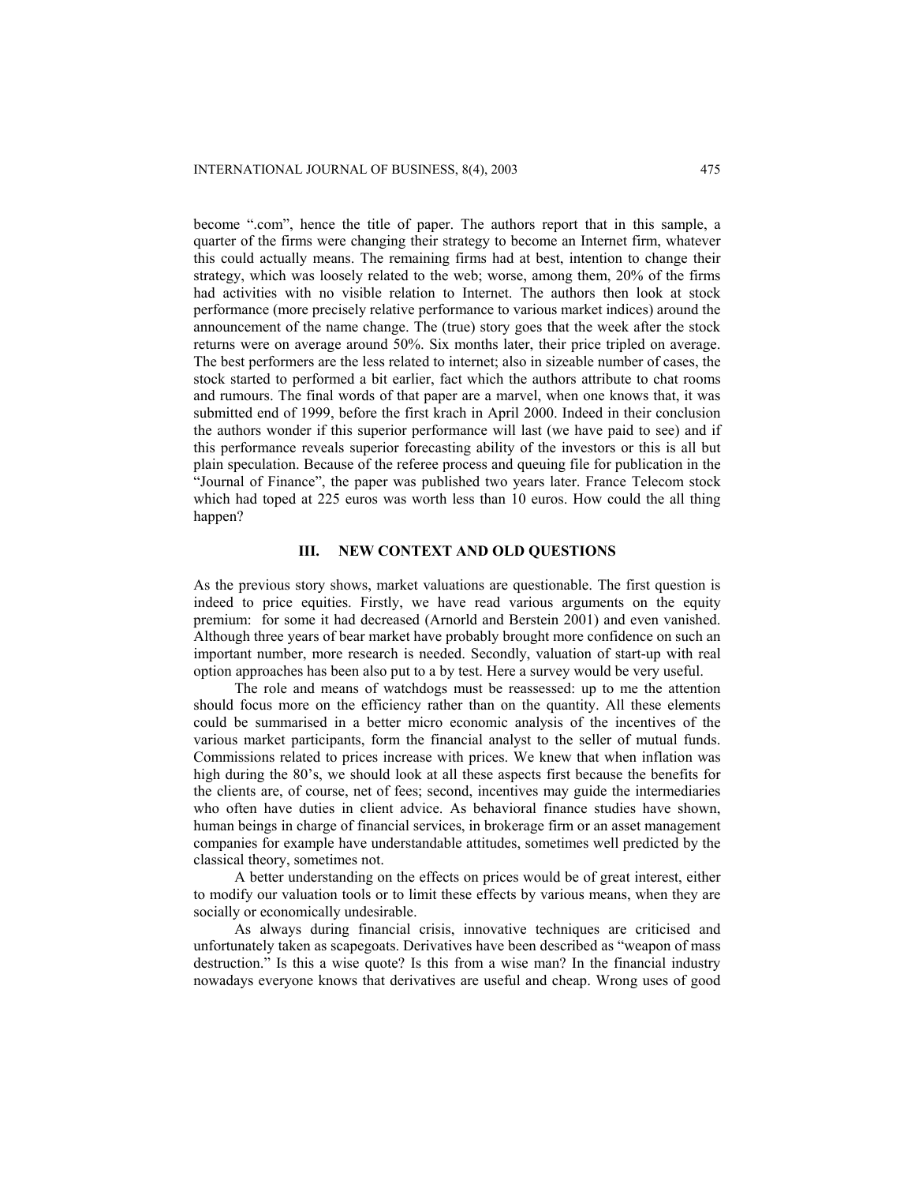become ".com", hence the title of paper. The authors report that in this sample, a quarter of the firms were changing their strategy to become an Internet firm, whatever this could actually means. The remaining firms had at best, intention to change their strategy, which was loosely related to the web; worse, among them, 20% of the firms had activities with no visible relation to Internet. The authors then look at stock performance (more precisely relative performance to various market indices) around the announcement of the name change. The (true) story goes that the week after the stock returns were on average around 50%. Six months later, their price tripled on average. The best performers are the less related to internet; also in sizeable number of cases, the stock started to performed a bit earlier, fact which the authors attribute to chat rooms and rumours. The final words of that paper are a marvel, when one knows that, it was submitted end of 1999, before the first krach in April 2000. Indeed in their conclusion the authors wonder if this superior performance will last (we have paid to see) and if this performance reveals superior forecasting ability of the investors or this is all but plain speculation. Because of the referee process and queuing file for publication in the "Journal of Finance", the paper was published two years later. France Telecom stock which had toped at 225 euros was worth less than 10 euros. How could the all thing happen?

## III. NEW CONTEXT AND OLD QUESTIONS

As the previous story shows, market valuations are questionable. The first question is indeed to price equities. Firstly, we have read various arguments on the equity premium: for some it had decreased (Arnorld and Berstein 2001) and even vanished. Although three years of bear market have probably brought more confidence on such an important number, more research is needed. Secondly, valuation of start-up with real option approaches has been also put to a by test. Here a survey would be very useful.

The role and means of watchdogs must be reassessed: up to me the attention should focus more on the efficiency rather than on the quantity. All these elements could be summarised in a better micro economic analysis of the incentives of the various market participants, form the financial analyst to the seller of mutual funds. Commissions related to prices increase with prices. We knew that when inflation was high during the 80's, we should look at all these aspects first because the benefits for the clients are, of course, net of fees; second, incentives may guide the intermediaries who often have duties in client advice. As behavioral finance studies have shown, human beings in charge of financial services, in brokerage firm or an asset management companies for example have understandable attitudes, sometimes well predicted by the classical theory, sometimes not.

A better understanding on the effects on prices would be of great interest, either to modify our valuation tools or to limit these effects by various means, when they are socially or economically undesirable.

As always during financial crisis, innovative techniques are criticised and unfortunately taken as scapegoats. Derivatives have been described as "weapon of mass destruction." Is this a wise quote? Is this from a wise man? In the financial industry nowadays everyone knows that derivatives are useful and cheap. Wrong uses of good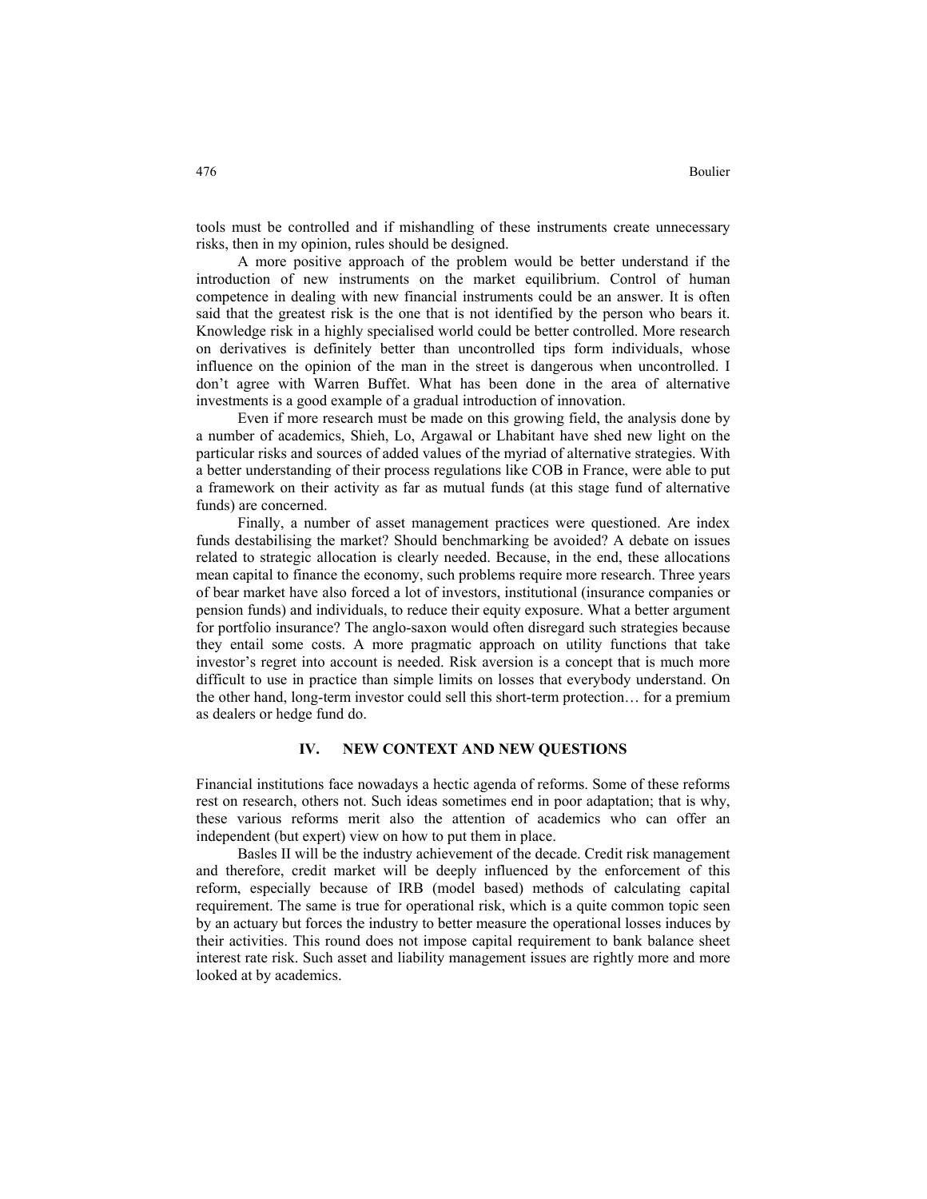tools must be controlled and if mishandling of these instruments create unnecessary risks, then in my opinion, rules should be designed.

A more positive approach of the problem would be better understand if the introduction of new instruments on the market equilibrium. Control of human competence in dealing with new financial instruments could be an answer. It is often said that the greatest risk is the one that is not identified by the person who bears it. Knowledge risk in a highly specialised world could be better controlled. More research on derivatives is definitely better than uncontrolled tips form individuals, whose influence on the opinion of the man in the street is dangerous when uncontrolled. I don't agree with Warren Buffet. What has been done in the area of alternative investments is a good example of a gradual introduction of innovation.

Even if more research must be made on this growing field, the analysis done by a number of academics, Shieh, Lo, Argawal or Lhabitant have shed new light on the particular risks and sources of added values of the myriad of alternative strategies. With a better understanding of their process regulations like COB in France, were able to put a framework on their activity as far as mutual funds (at this stage fund of alternative funds) are concerned.

Finally, a number of asset management practices were questioned. Are index funds destabilising the market? Should benchmarking be avoided? A debate on issues related to strategic allocation is clearly needed. Because, in the end, these allocations mean capital to finance the economy, such problems require more research. Three years of bear market have also forced a lot of investors, institutional (insurance companies or pension funds) and individuals, to reduce their equity exposure. What a better argument for portfolio insurance? The anglo-saxon would often disregard such strategies because they entail some costs. A more pragmatic approach on utility functions that take investor's regret into account is needed. Risk aversion is a concept that is much more difficult to use in practice than simple limits on losses that everybody understand. On the other hand, long-term investor could sell this short-term protection… for a premium as dealers or hedge fund do.

## IV. NEW CONTEXT AND NEW QUESTIONS

Financial institutions face nowadays a hectic agenda of reforms. Some of these reforms rest on research, others not. Such ideas sometimes end in poor adaptation; that is why, these various reforms merit also the attention of academics who can offer an independent (but expert) view on how to put them in place.

Basles II will be the industry achievement of the decade. Credit risk management and therefore, credit market will be deeply influenced by the enforcement of this reform, especially because of IRB (model based) methods of calculating capital requirement. The same is true for operational risk, which is a quite common topic seen by an actuary but forces the industry to better measure the operational losses induces by their activities. This round does not impose capital requirement to bank balance sheet interest rate risk. Such asset and liability management issues are rightly more and more looked at by academics.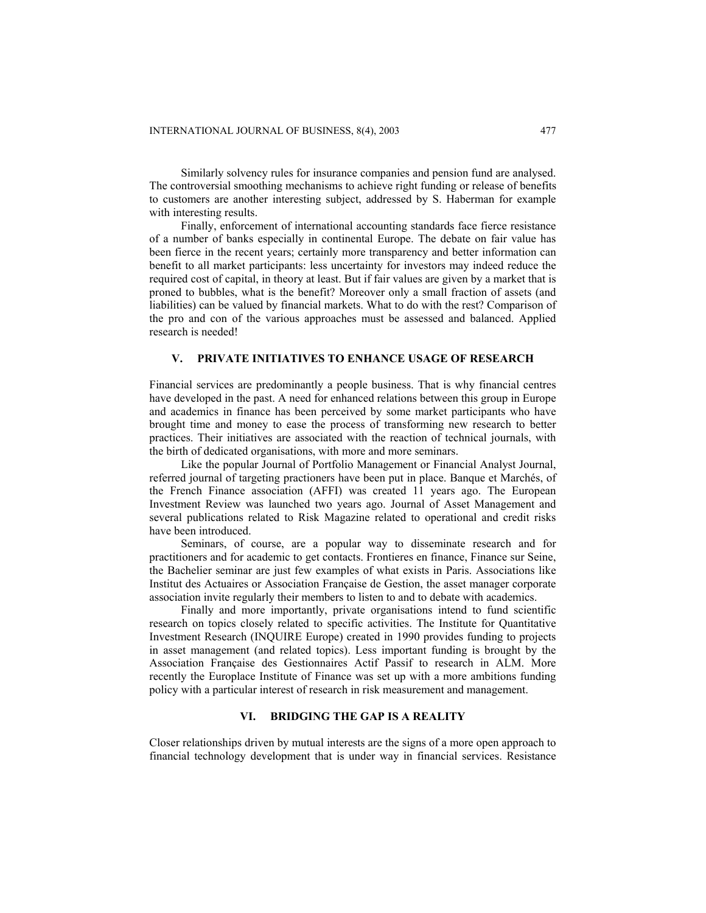Similarly solvency rules for insurance companies and pension fund are analysed. The controversial smoothing mechanisms to achieve right funding or release of benefits to customers are another interesting subject, addressed by S. Haberman for example with interesting results.

Finally, enforcement of international accounting standards face fierce resistance of a number of banks especially in continental Europe. The debate on fair value has been fierce in the recent years; certainly more transparency and better information can benefit to all market participants: less uncertainty for investors may indeed reduce the required cost of capital, in theory at least. But if fair values are given by a market that is proned to bubbles, what is the benefit? Moreover only a small fraction of assets (and liabilities) can be valued by financial markets. What to do with the rest? Comparison of the pro and con of the various approaches must be assessed and balanced. Applied research is needed!

## V. PRIVATE INITIATIVES TO ENHANCE USAGE OF RESEARCH

Financial services are predominantly a people business. That is why financial centres have developed in the past. A need for enhanced relations between this group in Europe and academics in finance has been perceived by some market participants who have brought time and money to ease the process of transforming new research to better practices. Their initiatives are associated with the reaction of technical journals, with the birth of dedicated organisations, with more and more seminars.

Like the popular Journal of Portfolio Management or Financial Analyst Journal, referred journal of targeting practioners have been put in place. Banque et Marchés, of the French Finance association (AFFI) was created 11 years ago. The European Investment Review was launched two years ago. Journal of Asset Management and several publications related to Risk Magazine related to operational and credit risks have been introduced.

Seminars, of course, are a popular way to disseminate research and for practitioners and for academic to get contacts. Frontieres en finance, Finance sur Seine, the Bachelier seminar are just few examples of what exists in Paris. Associations like Institut des Actuaires or Association Française de Gestion, the asset manager corporate association invite regularly their members to listen to and to debate with academics.

Finally and more importantly, private organisations intend to fund scientific research on topics closely related to specific activities. The Institute for Quantitative Investment Research (INQUIRE Europe) created in 1990 provides funding to projects in asset management (and related topics). Less important funding is brought by the Association Française des Gestionnaires Actif Passif to research in ALM. More recently the Europlace Institute of Finance was set up with a more ambitions funding policy with a particular interest of research in risk measurement and management.

## VI. BRIDGING THE GAP IS A REALITY

Closer relationships driven by mutual interests are the signs of a more open approach to financial technology development that is under way in financial services. Resistance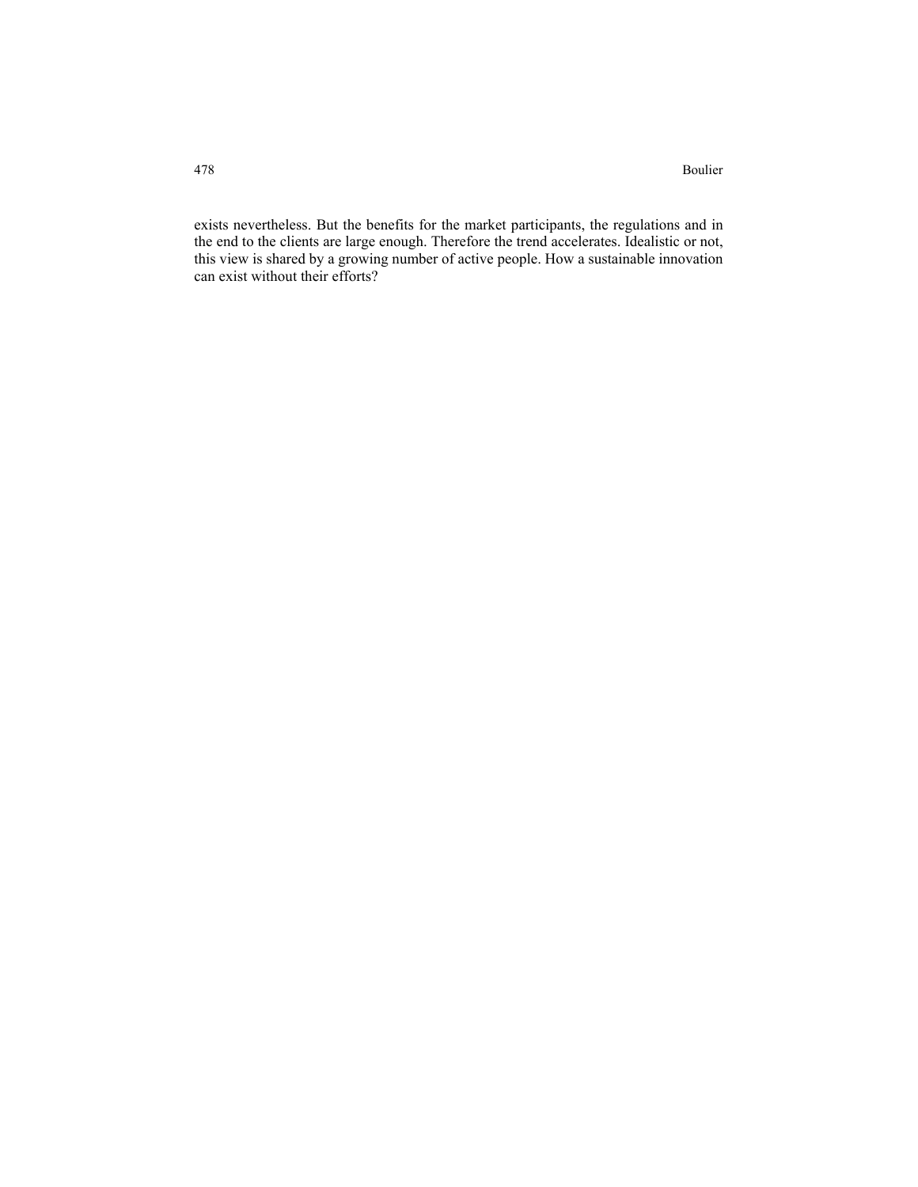exists nevertheless. But the benefits for the market participants, the regulations and in the end to the clients are large enough. Therefore the trend accelerates. Idealistic or not, this view is shared by a growing number of active people. How a sustainable innovation can exist without their efforts?